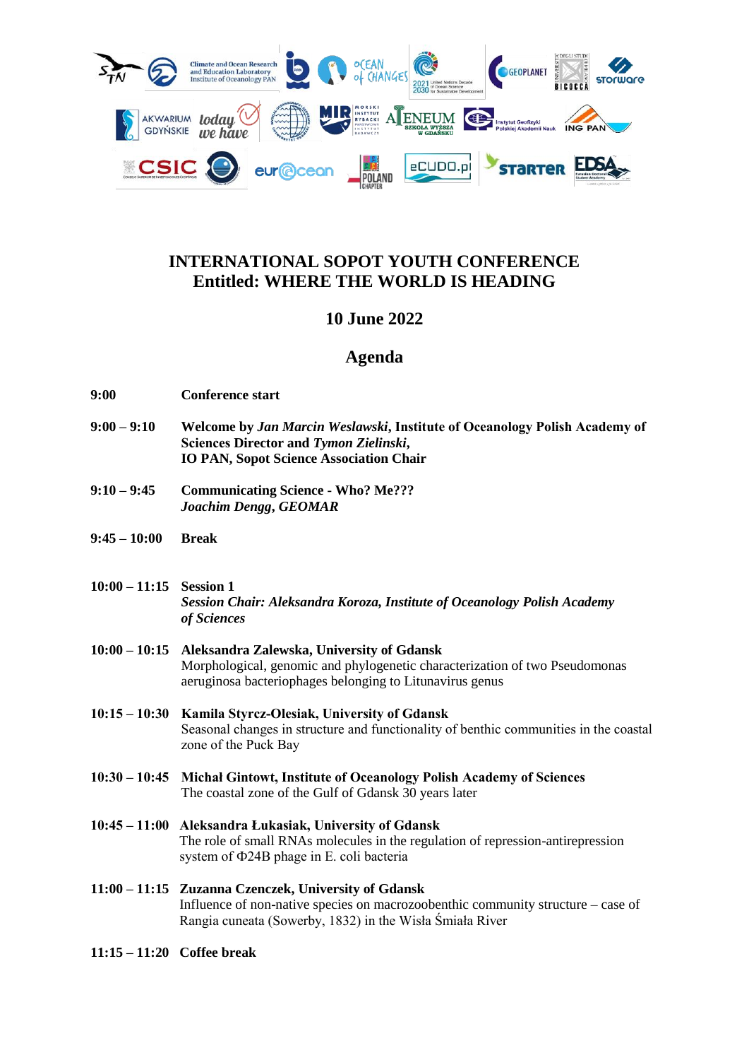# INTERNATIONAL SOPOT YOUTH CONFERENCE
# Entitled: WHERE THE WORLD IS HEADING

## 10 June 2022

## Agenda

**9:00** **Conference start**

**9:00 – 9:10** **Welcome by *Jan Marcin Weslawski*, Institute of Oceanology Polish Academy of Sciences Director and *Tymon Zielinski*, IO PAN, Sopot Science Association Chair**

**9:10 – 9:45** **Communicating Science - Who? Me???**
***Joachim Dengg, GEOMAR***

**9:45 – 10:00** **Break**

**10:00 – 11:15** **Session 1**
***Session Chair: Aleksandra Koroza, Institute of Oceanology Polish Academy of Sciences***

**10:00 – 10:15** **Aleksandra Zalewska, University of Gdansk**
Morphological, genomic and phylogenetic characterization of two Pseudomonas aeruginosa bacteriophages belonging to Litunavirus genus

**10:15 – 10:30** **Kamila Styrcz-Olesiak, University of Gdansk**
Seasonal changes in structure and functionality of benthic communities in the coastal zone of the Puck Bay

**10:30 – 10:45** **Michał Gintowt, Institute of Oceanology Polish Academy of Sciences**
The coastal zone of the Gulf of Gdansk 30 years later

**10:45 – 11:00** **Aleksandra Łukasiak, University of Gdansk**
The role of small RNAs molecules in the regulation of repression-antirepression system of Φ24B phage in E. coli bacteria

**11:00 – 11:15** **Zuzanna Czenczek, University of Gdansk**
Influence of non-native species on macrozoobenthic community structure – case of Rangia cuneata (Sowerby, 1832) in the Wisła Śmiała River

**11:15 – 11:20** **Coffee break**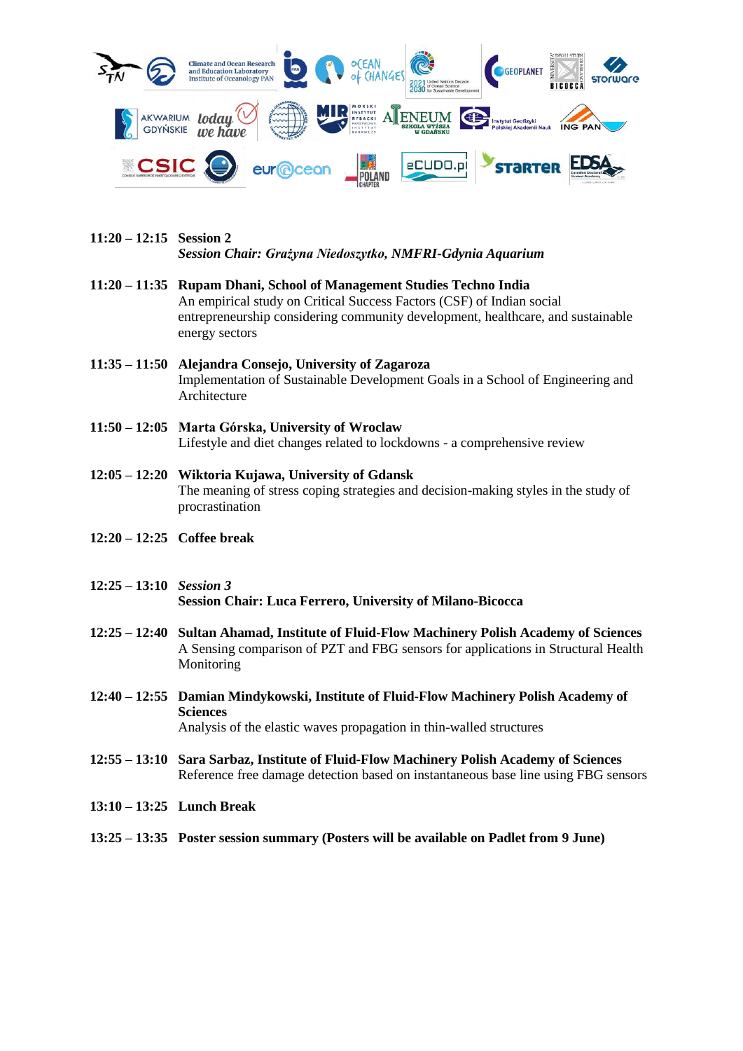**11:20 – 12:15 Session 2**
***Session Chair: Grażyna Niedoszytko, NMFRI-Gdynia Aquarium***

**11:20 – 11:35 Rupam Dhani, School of Management Studies Techno India**
An empirical study on Critical Success Factors (CSF) of Indian social entrepreneurship considering community development, healthcare, and sustainable energy sectors

**11:35 – 11:50 Alejandra Consejo, University of Zagaroza**
Implementation of Sustainable Development Goals in a School of Engineering and Architecture

**11:50 – 12:05 Marta Górska, University of Wroclaw**
Lifestyle and diet changes related to lockdowns - a comprehensive review

**12:05 – 12:20 Wiktoria Kujawa, University of Gdansk**
The meaning of stress coping strategies and decision-making styles in the study of procrastination

**12:20 – 12:25 Coffee break**

**12:25 – 13:10** ***Session 3***
**Session Chair: Luca Ferrero, University of Milano-Bicocca**

**12:25 – 12:40 Sultan Ahamad, Institute of Fluid-Flow Machinery Polish Academy of Sciences**
A Sensing comparison of PZT and FBG sensors for applications in Structural Health Monitoring

**12:40 – 12:55 Damian Mindykowski, Institute of Fluid-Flow Machinery Polish Academy of Sciences**
Analysis of the elastic waves propagation in thin-walled structures

**12:55 – 13:10 Sara Sarbaz, Institute of Fluid-Flow Machinery Polish Academy of Sciences**
Reference free damage detection based on instantaneous base line using FBG sensors

**13:10 – 13:25 Lunch Break**

**13:25 – 13:35 Poster session summary (Posters will be available on Padlet from 9 June)**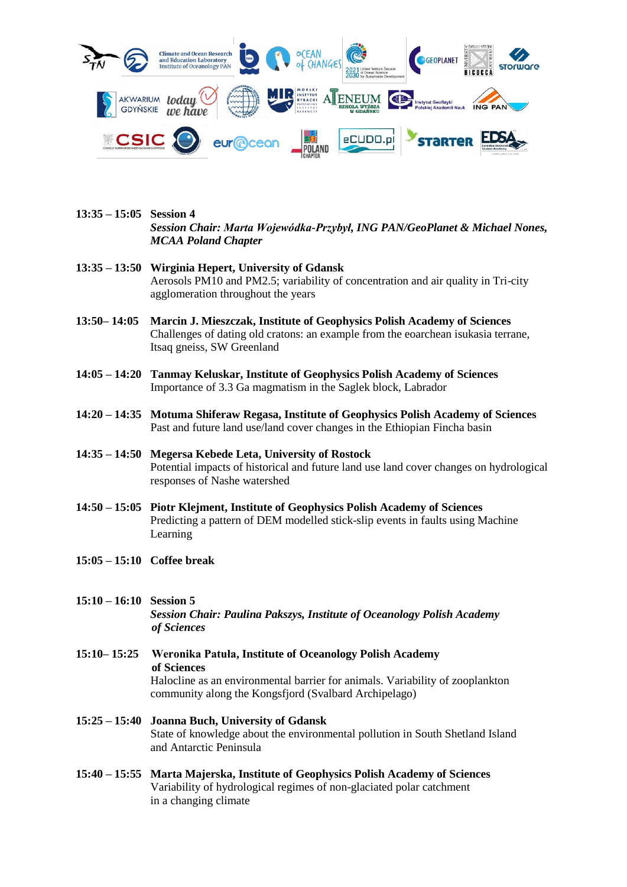**13:35 – 15:05 Session 4**
***Session Chair: Marta Wojewódka-Przybył, ING PAN/GeoPlanet & Michael Nones, MCAA Poland Chapter***

**13:35 – 13:50 Wirginia Hepert, University of Gdansk**
Aerosols PM10 and PM2.5; variability of concentration and air quality in Tri-city agglomeration throughout the years

**13:50– 14:05 Marcin J. Mieszczak, Institute of Geophysics Polish Academy of Sciences**
Challenges of dating old cratons: an example from the eoarchean isukasia terrane, Itsaq gneiss, SW Greenland

**14:05 – 14:20 Tanmay Keluskar, Institute of Geophysics Polish Academy of Sciences**
Importance of 3.3 Ga magmatism in the Saglek block, Labrador

**14:20 – 14:35 Motuma Shiferaw Regasa, Institute of Geophysics Polish Academy of Sciences**
Past and future land use/land cover changes in the Ethiopian Fincha basin

**14:35 – 14:50 Megersa Kebede Leta, University of Rostock**
Potential impacts of historical and future land use land cover changes on hydrological responses of Nashe watershed

**14:50 – 15:05 Piotr Klejment, Institute of Geophysics Polish Academy of Sciences**
Predicting a pattern of DEM modelled stick-slip events in faults using Machine Learning

**15:05 – 15:10 Coffee break**

**15:10 – 16:10 Session 5**
***Session Chair: Paulina Pakszys, Institute of Oceanology Polish Academy of Sciences***

**15:10– 15:25 Weronika Patuła, Institute of Oceanology Polish Academy of Sciences**
Halocline as an environmental barrier for animals. Variability of zooplankton community along the Kongsfjord (Svalbard Archipelago)

**15:25 – 15:40 Joanna Buch, University of Gdansk**
State of knowledge about the environmental pollution in South Shetland Island and Antarctic Peninsula

**15:40 – 15:55 Marta Majerska, Institute of Geophysics Polish Academy of Sciences**
Variability of hydrological regimes of non-glaciated polar catchment in a changing climate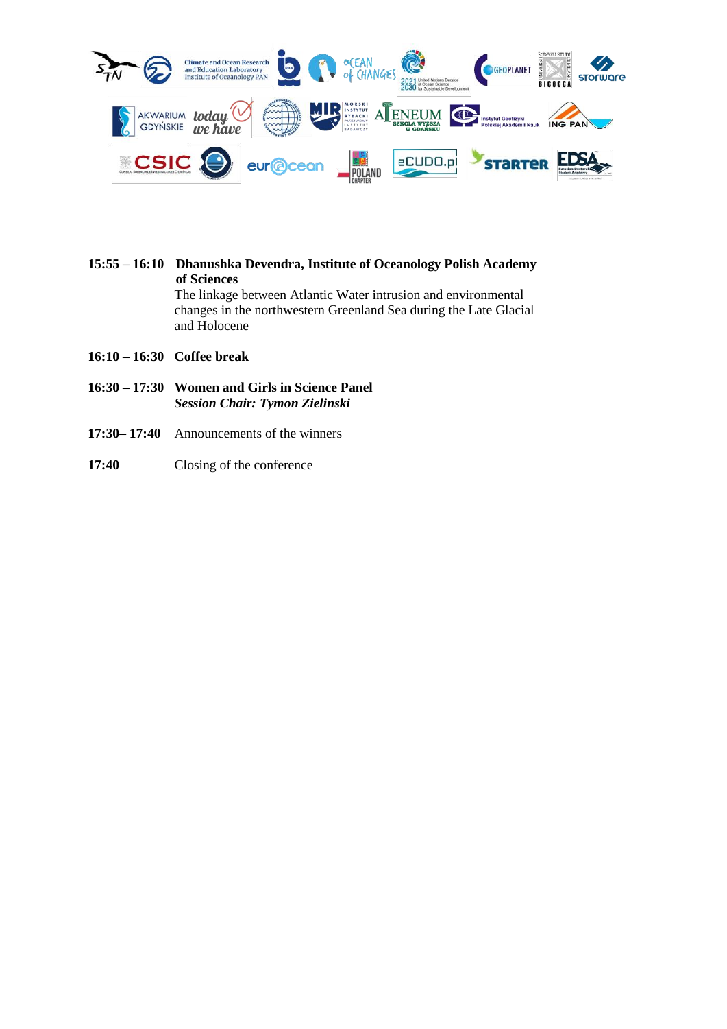**15:55 – 16:10 Dhanushka Devendra, Institute of Oceanology Polish Academy of Sciences**
The linkage between Atlantic Water intrusion and environmental changes in the northwestern Greenland Sea during the Late Glacial and Holocene

**16:10 – 16:30 Coffee break**

**16:30 – 17:30 Women and Girls in Science Panel**
***Session Chair: Tymon Zielinski***

**17:30– 17:40** Announcements of the winners

**17:40** Closing of the conference